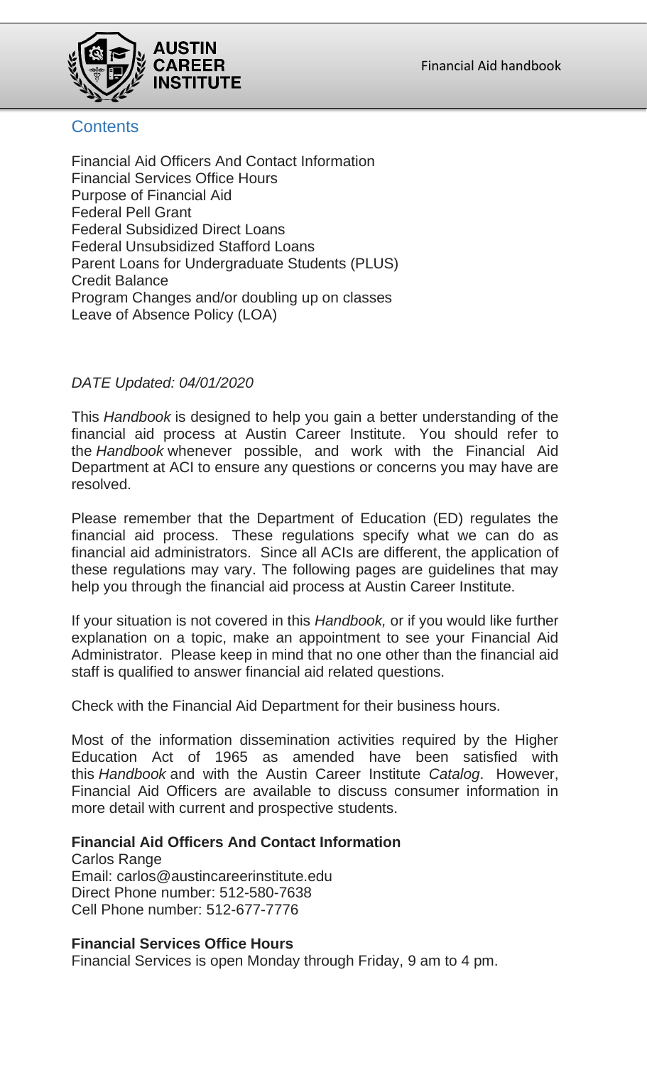## Contents

Financial Aid Officers And Contact Information
Financial Services Office Hours
Purpose of Financial Aid
Federal Pell Grant
Federal Subsidized Direct Loans
Federal Unsubsidized Stafford Loans
Parent Loans for Undergraduate Students (PLUS)
Credit Balance
Program Changes and/or doubling up on classes
Leave of Absence Policy (LOA)

*DATE Updated: 04/01/2020*

This *Handbook* is designed to help you gain a better understanding of the financial aid process at Austin Career Institute. You should refer to the *Handbook* whenever possible, and work with the Financial Aid Department at ACI to ensure any questions or concerns you may have are resolved.

Please remember that the Department of Education (ED) regulates the financial aid process. These regulations specify what we can do as financial aid administrators. Since all ACIs are different, the application of these regulations may vary. The following pages are guidelines that may help you through the financial aid process at Austin Career Institute.

If your situation is not covered in this *Handbook,* or if you would like further explanation on a topic, make an appointment to see your Financial Aid Administrator. Please keep in mind that no one other than the financial aid staff is qualified to answer financial aid related questions.

Check with the Financial Aid Department for their business hours.

Most of the information dissemination activities required by the Higher Education Act of 1965 as amended have been satisfied with this *Handbook* and with the Austin Career Institute *Catalog*. However, Financial Aid Officers are available to discuss consumer information in more detail with current and prospective students.

**Financial Aid Officers And Contact Information**
Carlos Range
Email: carlos@austincareerinstitute.edu
Direct Phone number: 512-580-7638
Cell Phone number: 512-677-7776

**Financial Services Office Hours**
Financial Services is open Monday through Friday, 9 am to 4 pm.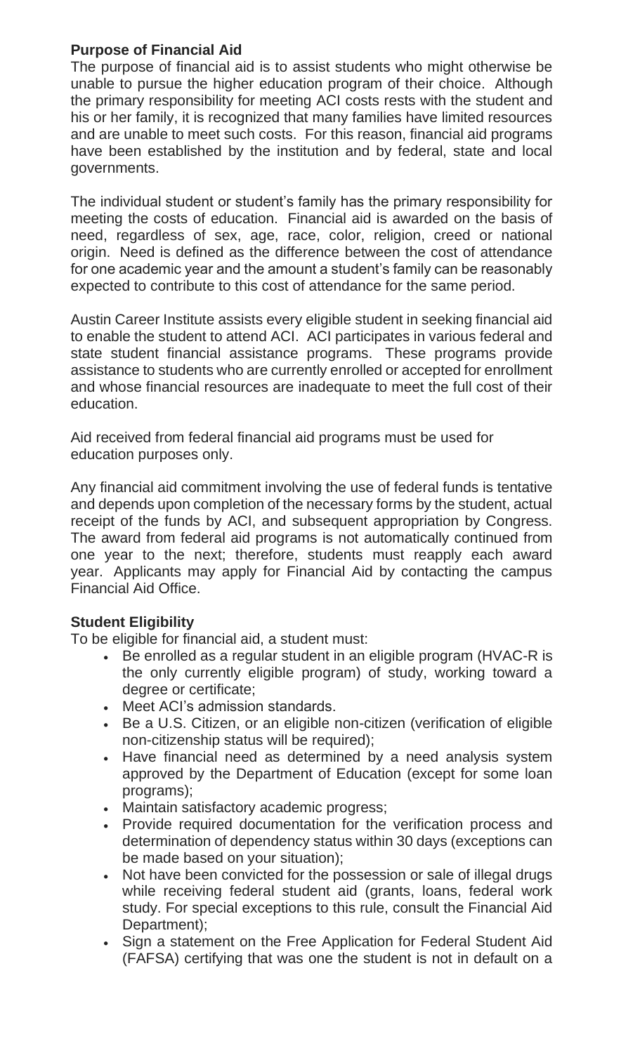**Purpose of Financial Aid**

The purpose of financial aid is to assist students who might otherwise be unable to pursue the higher education program of their choice. Although the primary responsibility for meeting ACI costs rests with the student and his or her family, it is recognized that many families have limited resources and are unable to meet such costs. For this reason, financial aid programs have been established by the institution and by federal, state and local governments.

The individual student or student's family has the primary responsibility for meeting the costs of education. Financial aid is awarded on the basis of need, regardless of sex, age, race, color, religion, creed or national origin. Need is defined as the difference between the cost of attendance for one academic year and the amount a student's family can be reasonably expected to contribute to this cost of attendance for the same period.

Austin Career Institute assists every eligible student in seeking financial aid to enable the student to attend ACI. ACI participates in various federal and state student financial assistance programs. These programs provide assistance to students who are currently enrolled or accepted for enrollment and whose financial resources are inadequate to meet the full cost of their education.

Aid received from federal financial aid programs must be used for education purposes only.

Any financial aid commitment involving the use of federal funds is tentative and depends upon completion of the necessary forms by the student, actual receipt of the funds by ACI, and subsequent appropriation by Congress. The award from federal aid programs is not automatically continued from one year to the next; therefore, students must reapply each award year. Applicants may apply for Financial Aid by contacting the campus Financial Aid Office.

**Student Eligibility**

To be eligible for financial aid, a student must:

- Be enrolled as a regular student in an eligible program (HVAC-R is the only currently eligible program) of study, working toward a degree or certificate;
- Meet ACI's admission standards.
- Be a U.S. Citizen, or an eligible non-citizen (verification of eligible non-citizenship status will be required);
- Have financial need as determined by a need analysis system approved by the Department of Education (except for some loan programs);
- Maintain satisfactory academic progress;
- Provide required documentation for the verification process and determination of dependency status within 30 days (exceptions can be made based on your situation);
- Not have been convicted for the possession or sale of illegal drugs while receiving federal student aid (grants, loans, federal work study. For special exceptions to this rule, consult the Financial Aid Department);
- Sign a statement on the Free Application for Federal Student Aid (FAFSA) certifying that was one the student is not in default on a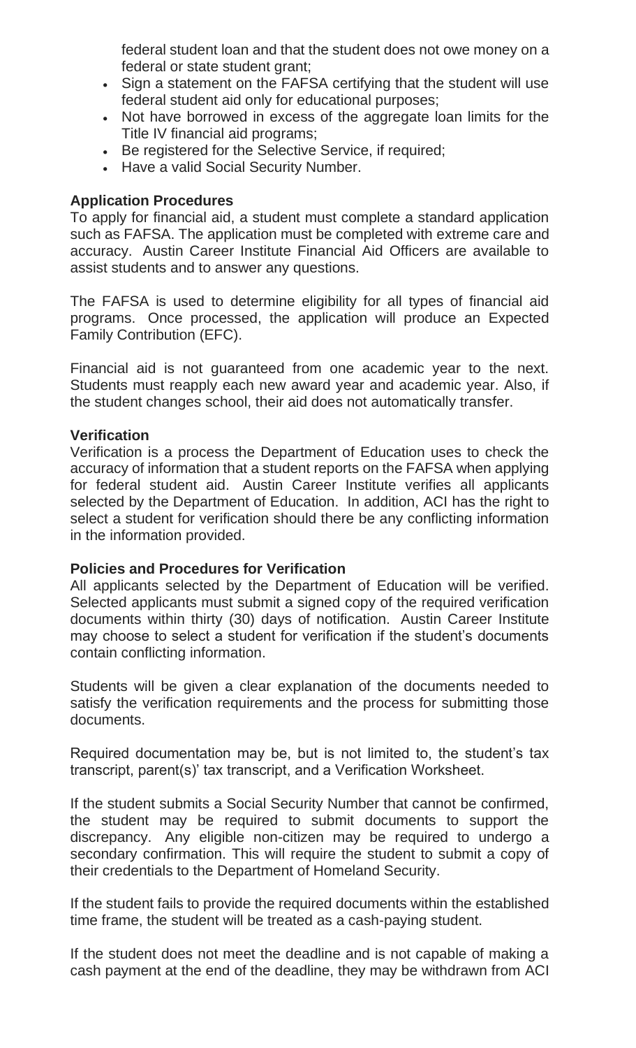federal student loan and that the student does not owe money on a federal or state student grant;

- Sign a statement on the FAFSA certifying that the student will use federal student aid only for educational purposes;
- Not have borrowed in excess of the aggregate loan limits for the Title IV financial aid programs;
- Be registered for the Selective Service, if required;
- Have a valid Social Security Number.

**Application Procedures**

To apply for financial aid, a student must complete a standard application such as FAFSA. The application must be completed with extreme care and accuracy. Austin Career Institute Financial Aid Officers are available to assist students and to answer any questions.

The FAFSA is used to determine eligibility for all types of financial aid programs. Once processed, the application will produce an Expected Family Contribution (EFC).

Financial aid is not guaranteed from one academic year to the next. Students must reapply each new award year and academic year. Also, if the student changes school, their aid does not automatically transfer.

**Verification**

Verification is a process the Department of Education uses to check the accuracy of information that a student reports on the FAFSA when applying for federal student aid. Austin Career Institute verifies all applicants selected by the Department of Education. In addition, ACI has the right to select a student for verification should there be any conflicting information in the information provided.

**Policies and Procedures for Verification**

All applicants selected by the Department of Education will be verified. Selected applicants must submit a signed copy of the required verification documents within thirty (30) days of notification. Austin Career Institute may choose to select a student for verification if the student's documents contain conflicting information.

Students will be given a clear explanation of the documents needed to satisfy the verification requirements and the process for submitting those documents.

Required documentation may be, but is not limited to, the student's tax transcript, parent(s)' tax transcript, and a Verification Worksheet.

If the student submits a Social Security Number that cannot be confirmed, the student may be required to submit documents to support the discrepancy. Any eligible non-citizen may be required to undergo a secondary confirmation. This will require the student to submit a copy of their credentials to the Department of Homeland Security.

If the student fails to provide the required documents within the established time frame, the student will be treated as a cash-paying student.

If the student does not meet the deadline and is not capable of making a cash payment at the end of the deadline, they may be withdrawn from ACI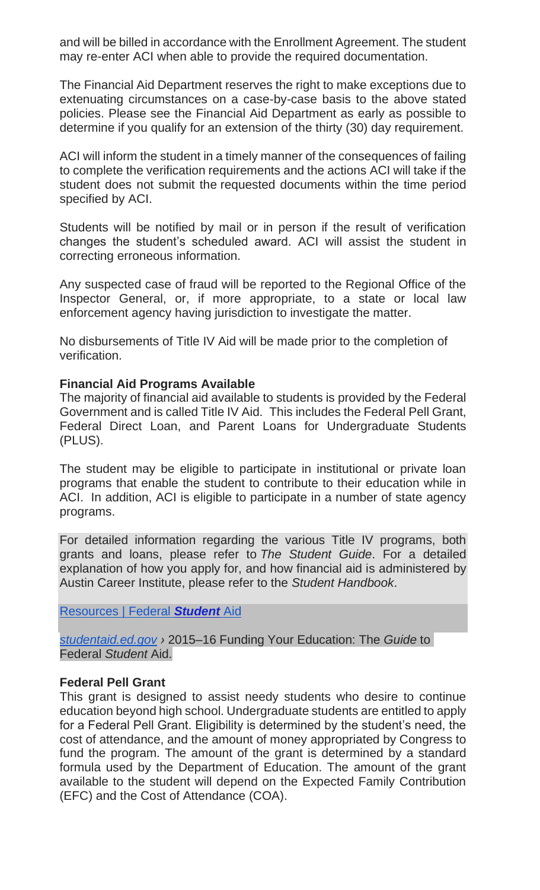and will be billed in accordance with the Enrollment Agreement. The student may re-enter ACI when able to provide the required documentation.

The Financial Aid Department reserves the right to make exceptions due to extenuating circumstances on a case-by-case basis to the above stated policies. Please see the Financial Aid Department as early as possible to determine if you qualify for an extension of the thirty (30) day requirement.

ACI will inform the student in a timely manner of the consequences of failing to complete the verification requirements and the actions ACI will take if the student does not submit the requested documents within the time period specified by ACI.

Students will be notified by mail or in person if the result of verification changes the student's scheduled award. ACI will assist the student in correcting erroneous information.

Any suspected case of fraud will be reported to the Regional Office of the Inspector General, or, if more appropriate, to a state or local law enforcement agency having jurisdiction to investigate the matter.

No disbursements of Title IV Aid will be made prior to the completion of verification.

**Financial Aid Programs Available**

The majority of financial aid available to students is provided by the Federal Government and is called Title IV Aid. This includes the Federal Pell Grant, Federal Direct Loan, and Parent Loans for Undergraduate Students (PLUS).

The student may be eligible to participate in institutional or private loan programs that enable the student to contribute to their education while in ACI. In addition, ACI is eligible to participate in a number of state agency programs.

For detailed information regarding the various Title IV programs, both grants and loans, please refer to *The Student Guide*. For a detailed explanation of how you apply for, and how financial aid is administered by Austin Career Institute, please refer to the *Student Handbook*.

Resources | Federal ***Student*** Aid

*studentaid.ed.gov* › 2015–16 Funding Your Education: The *Guide* to Federal *Student* Aid.

**Federal Pell Grant**

This grant is designed to assist needy students who desire to continue education beyond high school. Undergraduate students are entitled to apply for a Federal Pell Grant. Eligibility is determined by the student's need, the cost of attendance, and the amount of money appropriated by Congress to fund the program. The amount of the grant is determined by a standard formula used by the Department of Education. The amount of the grant available to the student will depend on the Expected Family Contribution (EFC) and the Cost of Attendance (COA).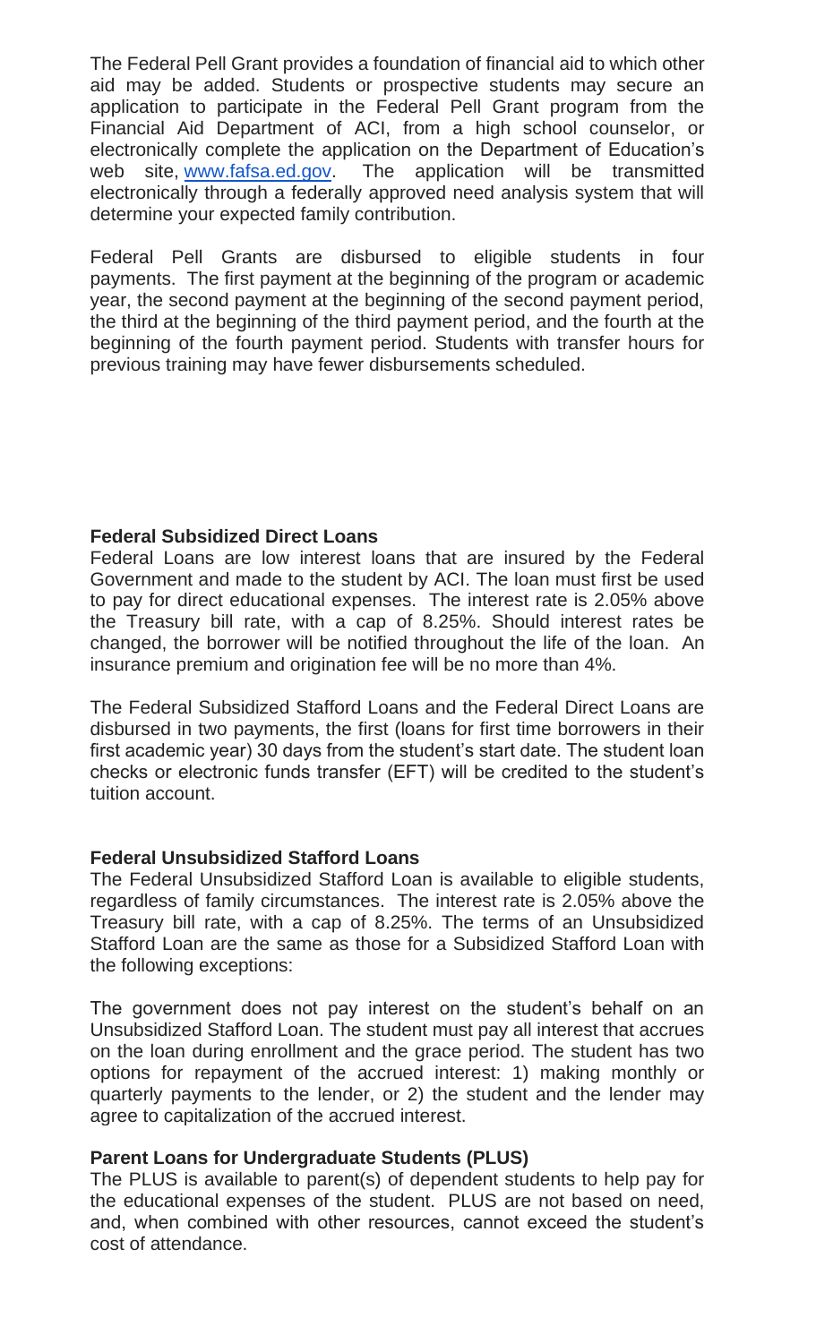The Federal Pell Grant provides a foundation of financial aid to which other aid may be added. Students or prospective students may secure an application to participate in the Federal Pell Grant program from the Financial Aid Department of ACI, from a high school counselor, or electronically complete the application on the Department of Education's web site, [www.fafsa.ed.gov](http://www.fafsa.ed.gov). The application will be transmitted electronically through a federally approved need analysis system that will determine your expected family contribution.

Federal Pell Grants are disbursed to eligible students in four payments. The first payment at the beginning of the program or academic year, the second payment at the beginning of the second payment period, the third at the beginning of the third payment period, and the fourth at the beginning of the fourth payment period. Students with transfer hours for previous training may have fewer disbursements scheduled.

**Federal Subsidized Direct Loans**

Federal Loans are low interest loans that are insured by the Federal Government and made to the student by ACI. The loan must first be used to pay for direct educational expenses. The interest rate is 2.05% above the Treasury bill rate, with a cap of 8.25%. Should interest rates be changed, the borrower will be notified throughout the life of the loan. An insurance premium and origination fee will be no more than 4%.

The Federal Subsidized Stafford Loans and the Federal Direct Loans are disbursed in two payments, the first (loans for first time borrowers in their first academic year) 30 days from the student's start date. The student loan checks or electronic funds transfer (EFT) will be credited to the student's tuition account.

**Federal Unsubsidized Stafford Loans**

The Federal Unsubsidized Stafford Loan is available to eligible students, regardless of family circumstances. The interest rate is 2.05% above the Treasury bill rate, with a cap of 8.25%. The terms of an Unsubsidized Stafford Loan are the same as those for a Subsidized Stafford Loan with the following exceptions:

The government does not pay interest on the student's behalf on an Unsubsidized Stafford Loan. The student must pay all interest that accrues on the loan during enrollment and the grace period. The student has two options for repayment of the accrued interest: 1) making monthly or quarterly payments to the lender, or 2) the student and the lender may agree to capitalization of the accrued interest.

**Parent Loans for Undergraduate Students (PLUS)**

The PLUS is available to parent(s) of dependent students to help pay for the educational expenses of the student. PLUS are not based on need, and, when combined with other resources, cannot exceed the student's cost of attendance.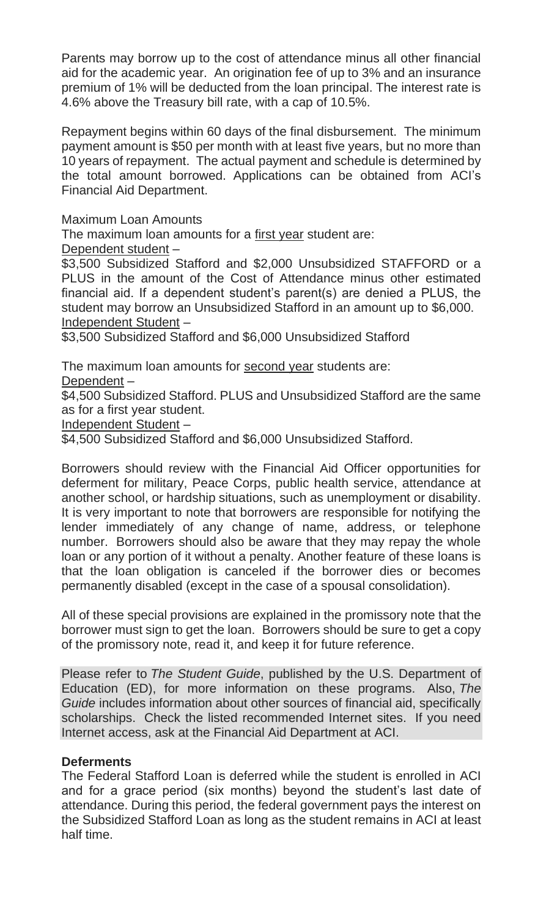Parents may borrow up to the cost of attendance minus all other financial aid for the academic year. An origination fee of up to 3% and an insurance premium of 1% will be deducted from the loan principal. The interest rate is 4.6% above the Treasury bill rate, with a cap of 10.5%.

Repayment begins within 60 days of the final disbursement. The minimum payment amount is $50 per month with at least five years, but no more than 10 years of repayment. The actual payment and schedule is determined by the total amount borrowed. Applications can be obtained from ACI's Financial Aid Department.

Maximum Loan Amounts

The maximum loan amounts for a <u>first year</u> student are:

<u>Dependent student</u> –

$3,500 Subsidized Stafford and $2,000 Unsubsidized STAFFORD or a PLUS in the amount of the Cost of Attendance minus other estimated financial aid. If a dependent student's parent(s) are denied a PLUS, the student may borrow an Unsubsidized Stafford in an amount up to $6,000.

<u>Independent Student</u> –

$3,500 Subsidized Stafford and $6,000 Unsubsidized Stafford

The maximum loan amounts for <u>second year</u> students are:

<u>Dependent</u> –

$4,500 Subsidized Stafford. PLUS and Unsubsidized Stafford are the same as for a first year student.

<u>Independent Student</u> –

$4,500 Subsidized Stafford and $6,000 Unsubsidized Stafford.

Borrowers should review with the Financial Aid Officer opportunities for deferment for military, Peace Corps, public health service, attendance at another school, or hardship situations, such as unemployment or disability. It is very important to note that borrowers are responsible for notifying the lender immediately of any change of name, address, or telephone number. Borrowers should also be aware that they may repay the whole loan or any portion of it without a penalty. Another feature of these loans is that the loan obligation is canceled if the borrower dies or becomes permanently disabled (except in the case of a spousal consolidation).

All of these special provisions are explained in the promissory note that the borrower must sign to get the loan. Borrowers should be sure to get a copy of the promissory note, read it, and keep it for future reference.

Please refer to *The Student Guide*, published by the U.S. Department of Education (ED), for more information on these programs. Also, *The Guide* includes information about other sources of financial aid, specifically scholarships. Check the listed recommended Internet sites. If you need Internet access, ask at the Financial Aid Department at ACI.

**Deferments**

The Federal Stafford Loan is deferred while the student is enrolled in ACI and for a grace period (six months) beyond the student's last date of attendance. During this period, the federal government pays the interest on the Subsidized Stafford Loan as long as the student remains in ACI at least half time.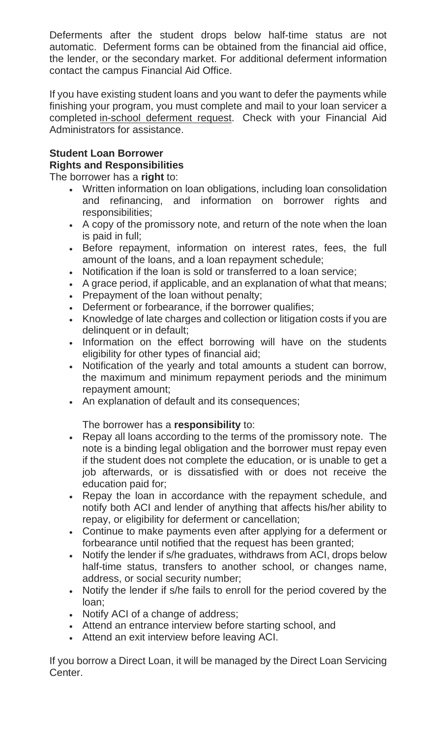Deferments after the student drops below half-time status are not automatic. Deferment forms can be obtained from the financial aid office, the lender, or the secondary market. For additional deferment information contact the campus Financial Aid Office.

If you have existing student loans and you want to defer the payments while finishing your program, you must complete and mail to your loan servicer a completed in-school deferment request. Check with your Financial Aid Administrators for assistance.

**Student Loan Borrower**
**Rights and Responsibilities**

The borrower has a **right** to:

- Written information on loan obligations, including loan consolidation and refinancing, and information on borrower rights and responsibilities;
- A copy of the promissory note, and return of the note when the loan is paid in full;
- Before repayment, information on interest rates, fees, the full amount of the loans, and a loan repayment schedule;
- Notification if the loan is sold or transferred to a loan service;
- A grace period, if applicable, and an explanation of what that means;
- Prepayment of the loan without penalty;
- Deferment or forbearance, if the borrower qualifies;
- Knowledge of late charges and collection or litigation costs if you are delinquent or in default;
- Information on the effect borrowing will have on the students eligibility for other types of financial aid;
- Notification of the yearly and total amounts a student can borrow, the maximum and minimum repayment periods and the minimum repayment amount;
- An explanation of default and its consequences;

The borrower has a **responsibility** to:

- Repay all loans according to the terms of the promissory note. The note is a binding legal obligation and the borrower must repay even if the student does not complete the education, or is unable to get a job afterwards, or is dissatisfied with or does not receive the education paid for;
- Repay the loan in accordance with the repayment schedule, and notify both ACI and lender of anything that affects his/her ability to repay, or eligibility for deferment or cancellation;
- Continue to make payments even after applying for a deferment or forbearance until notified that the request has been granted;
- Notify the lender if s/he graduates, withdraws from ACI, drops below half-time status, transfers to another school, or changes name, address, or social security number;
- Notify the lender if s/he fails to enroll for the period covered by the loan;
- Notify ACI of a change of address;
- Attend an entrance interview before starting school, and
- Attend an exit interview before leaving ACI.

If you borrow a Direct Loan, it will be managed by the Direct Loan Servicing Center.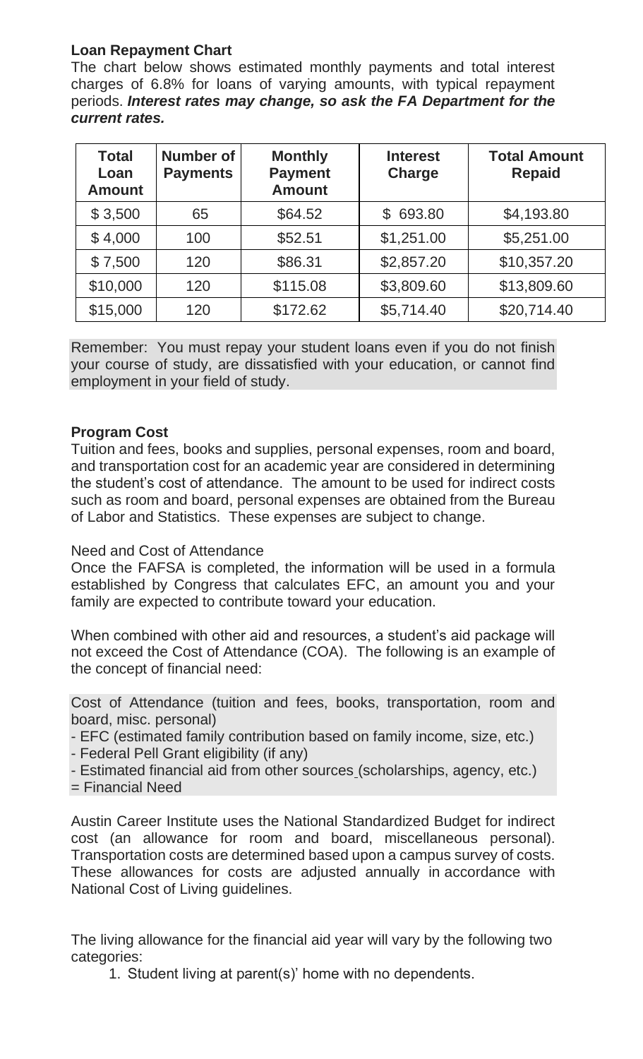**Loan Repayment Chart**

The chart below shows estimated monthly payments and total interest charges of 6.8% for loans of varying amounts, with typical repayment periods. ***Interest rates may change, so ask the FA Department for the current rates.***

| Total Loan Amount | Number of Payments | Monthly Payment Amount | Interest Charge | Total Amount Repaid |
|---|---|---|---|---|
| $ 3,500 | 65 | $64.52 | $ 693.80 | $4,193.80 |
| $ 4,000 | 100 | $52.51 | $1,251.00 | $5,251.00 |
| $ 7,500 | 120 | $86.31 | $2,857.20 | $10,357.20 |
| $10,000 | 120 | $115.08 | $3,809.60 | $13,809.60 |
| $15,000 | 120 | $172.62 | $5,714.40 | $20,714.40 |

Remember: You must repay your student loans even if you do not finish your course of study, are dissatisfied with your education, or cannot find employment in your field of study.

**Program Cost**

Tuition and fees, books and supplies, personal expenses, room and board, and transportation cost for an academic year are considered in determining the student's cost of attendance. The amount to be used for indirect costs such as room and board, personal expenses are obtained from the Bureau of Labor and Statistics. These expenses are subject to change.

Need and Cost of Attendance

Once the FAFSA is completed, the information will be used in a formula established by Congress that calculates EFC, an amount you and your family are expected to contribute toward your education.

When combined with other aid and resources, a student's aid package will not exceed the Cost of Attendance (COA). The following is an example of the concept of financial need:

Cost of Attendance (tuition and fees, books, transportation, room and board, misc. personal)
- EFC (estimated family contribution based on family income, size, etc.)
- Federal Pell Grant eligibility (if any)
- Estimated financial aid from other sources (scholarships, agency, etc.)
= Financial Need

Austin Career Institute uses the National Standardized Budget for indirect cost (an allowance for room and board, miscellaneous personal). Transportation costs are determined based upon a campus survey of costs. These allowances for costs are adjusted annually in accordance with National Cost of Living guidelines.

The living allowance for the financial aid year will vary by the following two categories:

1. Student living at parent(s)' home with no dependents.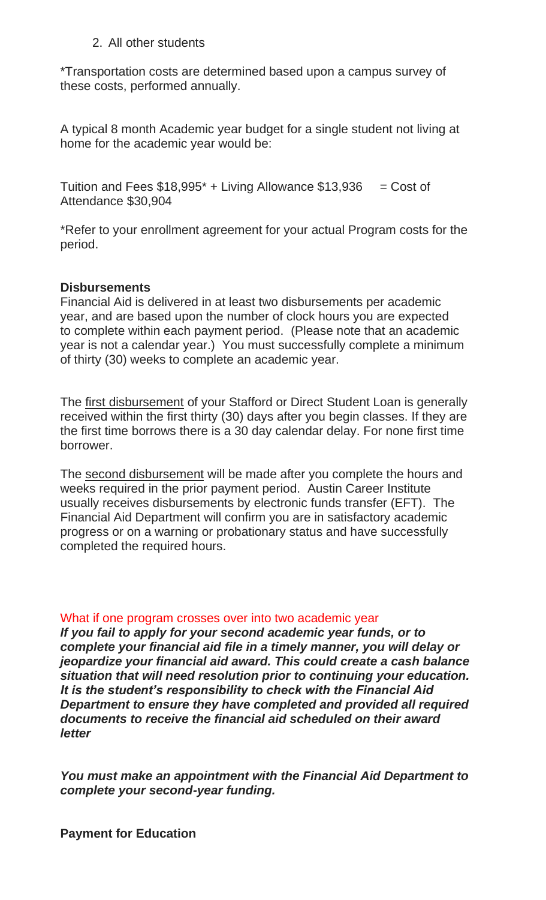2. All other students

*Transportation costs are determined based upon a campus survey of these costs, performed annually.

A typical 8 month Academic year budget for a single student not living at home for the academic year would be:

Tuition and Fees $18,995* + Living Allowance $13,936 = Cost of Attendance $30,904

*Refer to your enrollment agreement for your actual Program costs for the period.

**Disbursements**

Financial Aid is delivered in at least two disbursements per academic year, and are based upon the number of clock hours you are expected to complete within each payment period. (Please note that an academic year is not a calendar year.) You must successfully complete a minimum of thirty (30) weeks to complete an academic year.

The first disbursement of your Stafford or Direct Student Loan is generally received within the first thirty (30) days after you begin classes. If they are the first time borrows there is a 30 day calendar delay. For none first time borrower.

The second disbursement will be made after you complete the hours and weeks required in the prior payment period. Austin Career Institute usually receives disbursements by electronic funds transfer (EFT). The Financial Aid Department will confirm you are in satisfactory academic progress or on a warning or probationary status and have successfully completed the required hours.

What if one program crosses over into two academic year

***If you fail to apply for your second academic year funds, or to complete your financial aid file in a timely manner, you will delay or jeopardize your financial aid award. This could create a cash balance situation that will need resolution prior to continuing your education. It is the student's responsibility to check with the Financial Aid Department to ensure they have completed and provided all required documents to receive the financial aid scheduled on their award letter***

***You must make an appointment with the Financial Aid Department to complete your second-year funding.***

**Payment for Education**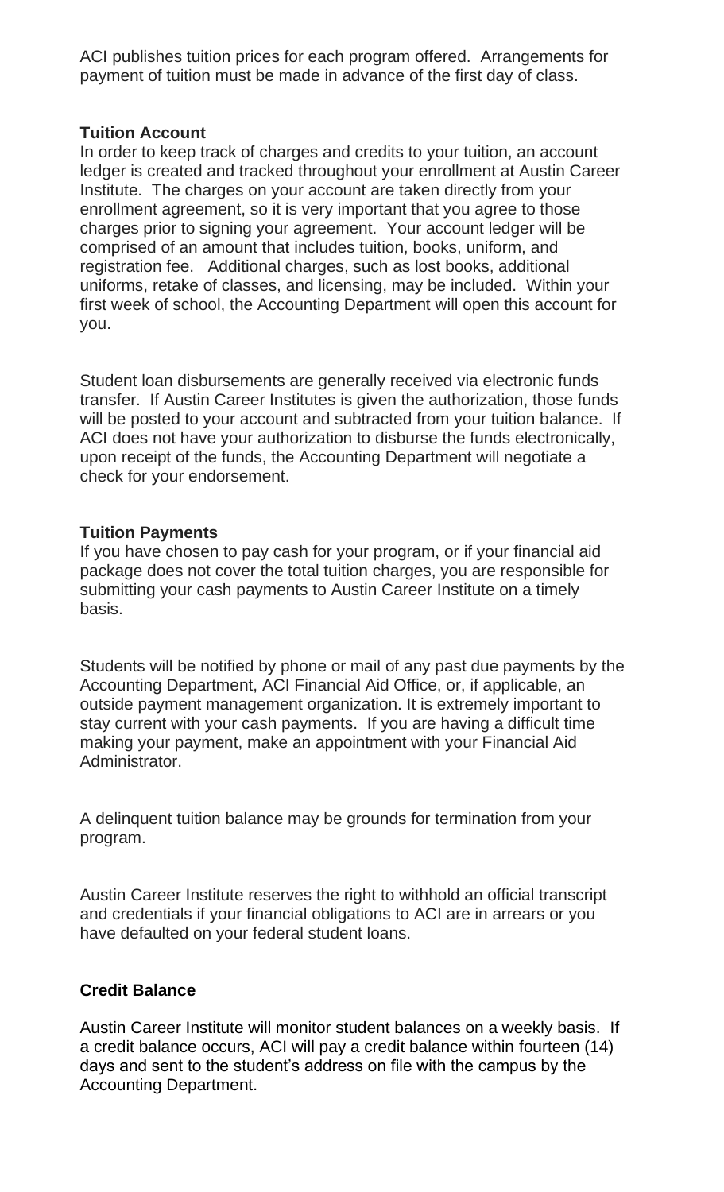ACI publishes tuition prices for each program offered. Arrangements for payment of tuition must be made in advance of the first day of class.

**Tuition Account**

In order to keep track of charges and credits to your tuition, an account ledger is created and tracked throughout your enrollment at Austin Career Institute. The charges on your account are taken directly from your enrollment agreement, so it is very important that you agree to those charges prior to signing your agreement. Your account ledger will be comprised of an amount that includes tuition, books, uniform, and registration fee. Additional charges, such as lost books, additional uniforms, retake of classes, and licensing, may be included. Within your first week of school, the Accounting Department will open this account for you.

Student loan disbursements are generally received via electronic funds transfer. If Austin Career Institutes is given the authorization, those funds will be posted to your account and subtracted from your tuition balance. If ACI does not have your authorization to disburse the funds electronically, upon receipt of the funds, the Accounting Department will negotiate a check for your endorsement.

**Tuition Payments**

If you have chosen to pay cash for your program, or if your financial aid package does not cover the total tuition charges, you are responsible for submitting your cash payments to Austin Career Institute on a timely basis.

Students will be notified by phone or mail of any past due payments by the Accounting Department, ACI Financial Aid Office, or, if applicable, an outside payment management organization. It is extremely important to stay current with your cash payments. If you are having a difficult time making your payment, make an appointment with your Financial Aid Administrator.

A delinquent tuition balance may be grounds for termination from your program.

Austin Career Institute reserves the right to withhold an official transcript and credentials if your financial obligations to ACI are in arrears or you have defaulted on your federal student loans.

**Credit Balance**

Austin Career Institute will monitor student balances on a weekly basis. If a credit balance occurs, ACI will pay a credit balance within fourteen (14) days and sent to the student's address on file with the campus by the Accounting Department.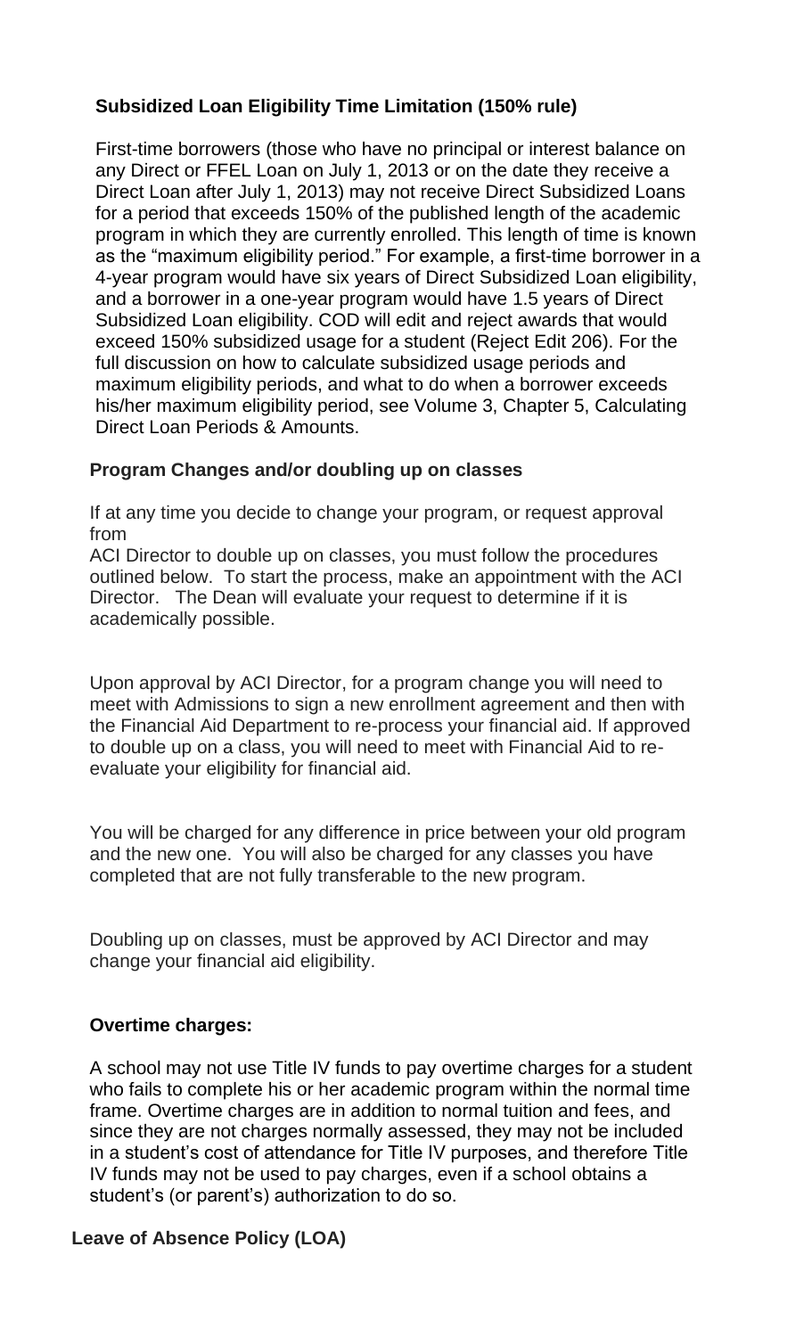**Subsidized Loan Eligibility Time Limitation (150% rule)**

First-time borrowers (those who have no principal or interest balance on any Direct or FFEL Loan on July 1, 2013 or on the date they receive a Direct Loan after July 1, 2013) may not receive Direct Subsidized Loans for a period that exceeds 150% of the published length of the academic program in which they are currently enrolled. This length of time is known as the "maximum eligibility period." For example, a first-time borrower in a 4-year program would have six years of Direct Subsidized Loan eligibility, and a borrower in a one-year program would have 1.5 years of Direct Subsidized Loan eligibility. COD will edit and reject awards that would exceed 150% subsidized usage for a student (Reject Edit 206). For the full discussion on how to calculate subsidized usage periods and maximum eligibility periods, and what to do when a borrower exceeds his/her maximum eligibility period, see Volume 3, Chapter 5, Calculating Direct Loan Periods & Amounts.

**Program Changes and/or doubling up on classes**

If at any time you decide to change your program, or request approval from
ACI Director to double up on classes, you must follow the procedures outlined below. To start the process, make an appointment with the ACI Director. The Dean will evaluate your request to determine if it is academically possible.

Upon approval by ACI Director, for a program change you will need to meet with Admissions to sign a new enrollment agreement and then with the Financial Aid Department to re-process your financial aid. If approved to double up on a class, you will need to meet with Financial Aid to re-evaluate your eligibility for financial aid.

You will be charged for any difference in price between your old program and the new one. You will also be charged for any classes you have completed that are not fully transferable to the new program.

Doubling up on classes, must be approved by ACI Director and may change your financial aid eligibility.

**Overtime charges:**

A school may not use Title IV funds to pay overtime charges for a student who fails to complete his or her academic program within the normal time frame. Overtime charges are in addition to normal tuition and fees, and since they are not charges normally assessed, they may not be included in a student's cost of attendance for Title IV purposes, and therefore Title IV funds may not be used to pay charges, even if a school obtains a student's (or parent's) authorization to do so.

**Leave of Absence Policy (LOA)**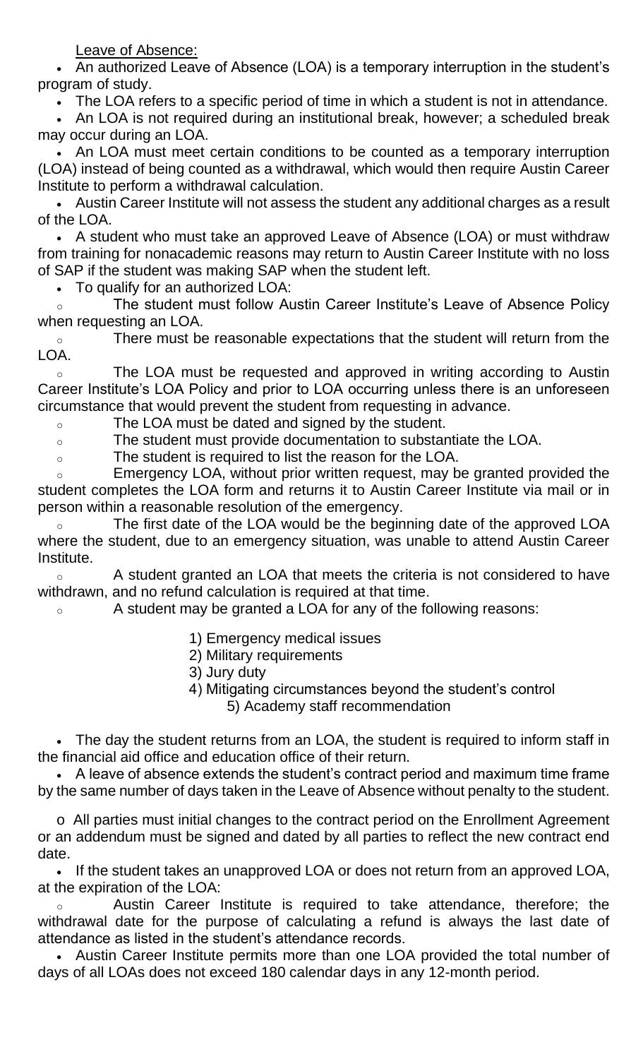Leave of Absence:

- An authorized Leave of Absence (LOA) is a temporary interruption in the student's program of study.
- The LOA refers to a specific period of time in which a student is not in attendance.
- An LOA is not required during an institutional break, however; a scheduled break may occur during an LOA.
- An LOA must meet certain conditions to be counted as a temporary interruption (LOA) instead of being counted as a withdrawal, which would then require Austin Career Institute to perform a withdrawal calculation.
- Austin Career Institute will not assess the student any additional charges as a result of the LOA.
- A student who must take an approved Leave of Absence (LOA) or must withdraw from training for nonacademic reasons may return to Austin Career Institute with no loss of SAP if the student was making SAP when the student left.
- To qualify for an authorized LOA:
  - The student must follow Austin Career Institute's Leave of Absence Policy when requesting an LOA.
  - There must be reasonable expectations that the student will return from the LOA.
  - The LOA must be requested and approved in writing according to Austin Career Institute's LOA Policy and prior to LOA occurring unless there is an unforeseen circumstance that would prevent the student from requesting in advance.
  - The LOA must be dated and signed by the student.
  - The student must provide documentation to substantiate the LOA.
  - The student is required to list the reason for the LOA.
  - Emergency LOA, without prior written request, may be granted provided the student completes the LOA form and returns it to Austin Career Institute via mail or in person within a reasonable resolution of the emergency.
  - The first date of the LOA would be the beginning date of the approved LOA where the student, due to an emergency situation, was unable to attend Austin Career Institute.
  - A student granted an LOA that meets the criteria is not considered to have withdrawn, and no refund calculation is required at that time.
  - A student may be granted a LOA for any of the following reasons:

    1) Emergency medical issues
    2) Military requirements
    3) Jury duty
    4) Mitigating circumstances beyond the student's control
    5) Academy staff recommendation

- The day the student returns from an LOA, the student is required to inform staff in the financial aid office and education office of their return.
- A leave of absence extends the student's contract period and maximum time frame by the same number of days taken in the Leave of Absence without penalty to the student.
  - All parties must initial changes to the contract period on the Enrollment Agreement or an addendum must be signed and dated by all parties to reflect the new contract end date.
- If the student takes an unapproved LOA or does not return from an approved LOA, at the expiration of the LOA:
  - Austin Career Institute is required to take attendance, therefore; the withdrawal date for the purpose of calculating a refund is always the last date of attendance as listed in the student's attendance records.
- Austin Career Institute permits more than one LOA provided the total number of days of all LOAs does not exceed 180 calendar days in any 12-month period.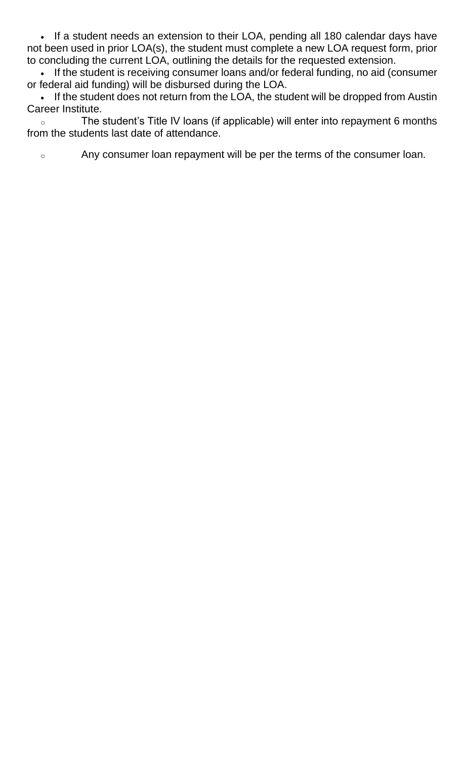- If a student needs an extension to their LOA, pending all 180 calendar days have not been used in prior LOA(s), the student must complete a new LOA request form, prior to concluding the current LOA, outlining the details for the requested extension.
- If the student is receiving consumer loans and/or federal funding, no aid (consumer or federal aid funding) will be disbursed during the LOA.
- If the student does not return from the LOA, the student will be dropped from Austin Career Institute.
    - The student's Title IV loans (if applicable) will enter into repayment 6 months from the students last date of attendance.
    - Any consumer loan repayment will be per the terms of the consumer loan.